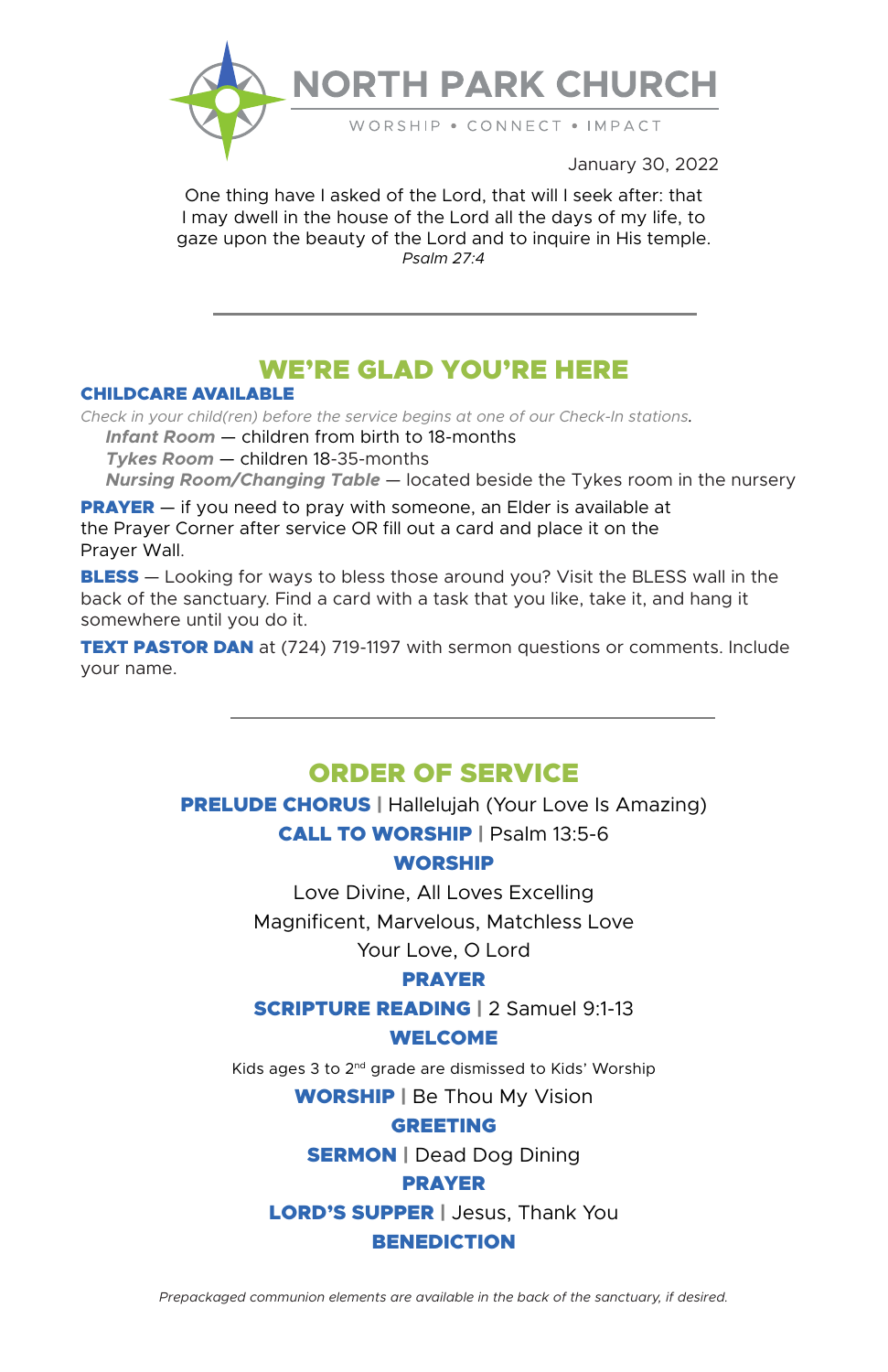# NORTH PARK CHURCH

WORSHIP • CONNECT • IMPACT

January 30, 2022

One thing have I asked of the Lord, that will I seek after: that I may dwell in the house of the Lord all the days of my life, to gaze upon the beauty of the Lord and to inquire in His temple.
*Psalm 27:4*

---

## WE'RE GLAD YOU'RE HERE

**CHILDCARE AVAILABLE**

*Check in your child(ren) before the service begins at one of our Check-In stations.*

- ***Infant Room*** — children from birth to 18-months
- ***Tykes Room*** — children 18-35-months
- ***Nursing Room/Changing Table*** — located beside the Tykes room in the nursery

**PRAYER** — if you need to pray with someone, an Elder is available at the Prayer Corner after service OR fill out a card and place it on the Prayer Wall.

**BLESS** — Looking for ways to bless those around you? Visit the BLESS wall in the back of the sanctuary. Find a card with a task that you like, take it, and hang it somewhere until you do it.

**TEXT PASTOR DAN** at (724) 719-1197 with sermon questions or comments. Include your name.

---

## ORDER OF SERVICE

**PRELUDE CHORUS** | Hallelujah (Your Love Is Amazing)

**CALL TO WORSHIP** | Psalm 13:5-6

**WORSHIP**

Love Divine, All Loves Excelling

Magnificent, Marvelous, Matchless Love

Your Love, O Lord

**PRAYER**

**SCRIPTURE READING** | 2 Samuel 9:1-13

**WELCOME**

Kids ages 3 to 2nd grade are dismissed to Kids' Worship

**WORSHIP** | Be Thou My Vision

**GREETING**

**SERMON** | Dead Dog Dining

**PRAYER**

**LORD'S SUPPER** | Jesus, Thank You

**BENEDICTION**

*Prepackaged communion elements are available in the back of the sanctuary, if desired.*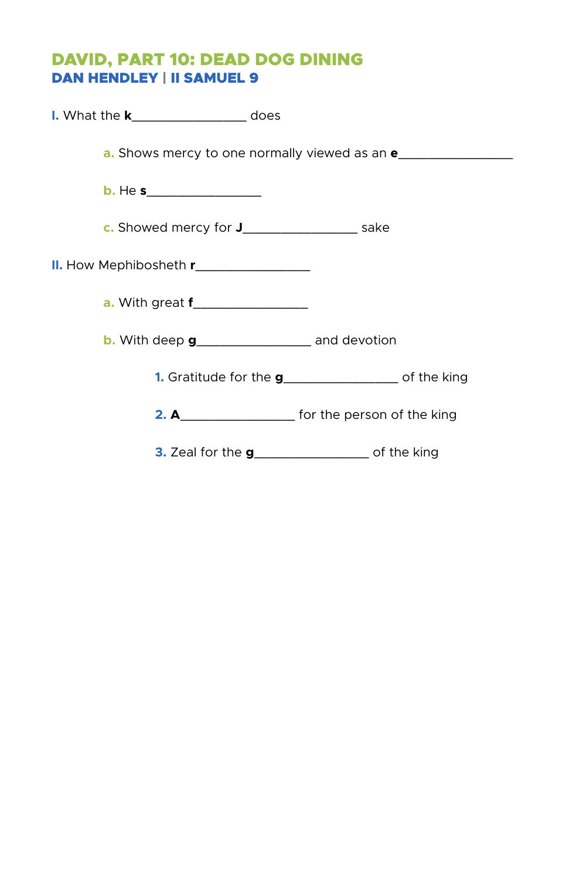# DAVID, PART 10: DEAD DOG DINING

## DAN HENDLEY | II SAMUEL 9

**I.** What the **k**_________________ does

- **a.** Shows mercy to one normally viewed as an **e**_________________
- **b.** He **s**_________________
- **c.** Showed mercy for **J**_________________ sake

**II.** How Mephibosheth **r**_________________

- **a.** With great **f**_________________
- **b.** With deep **g**_________________ and devotion
    1. Gratitude for the **g**_________________ of the king
    2. **A**_________________ for the person of the king
    3. Zeal for the **g**_________________ of the king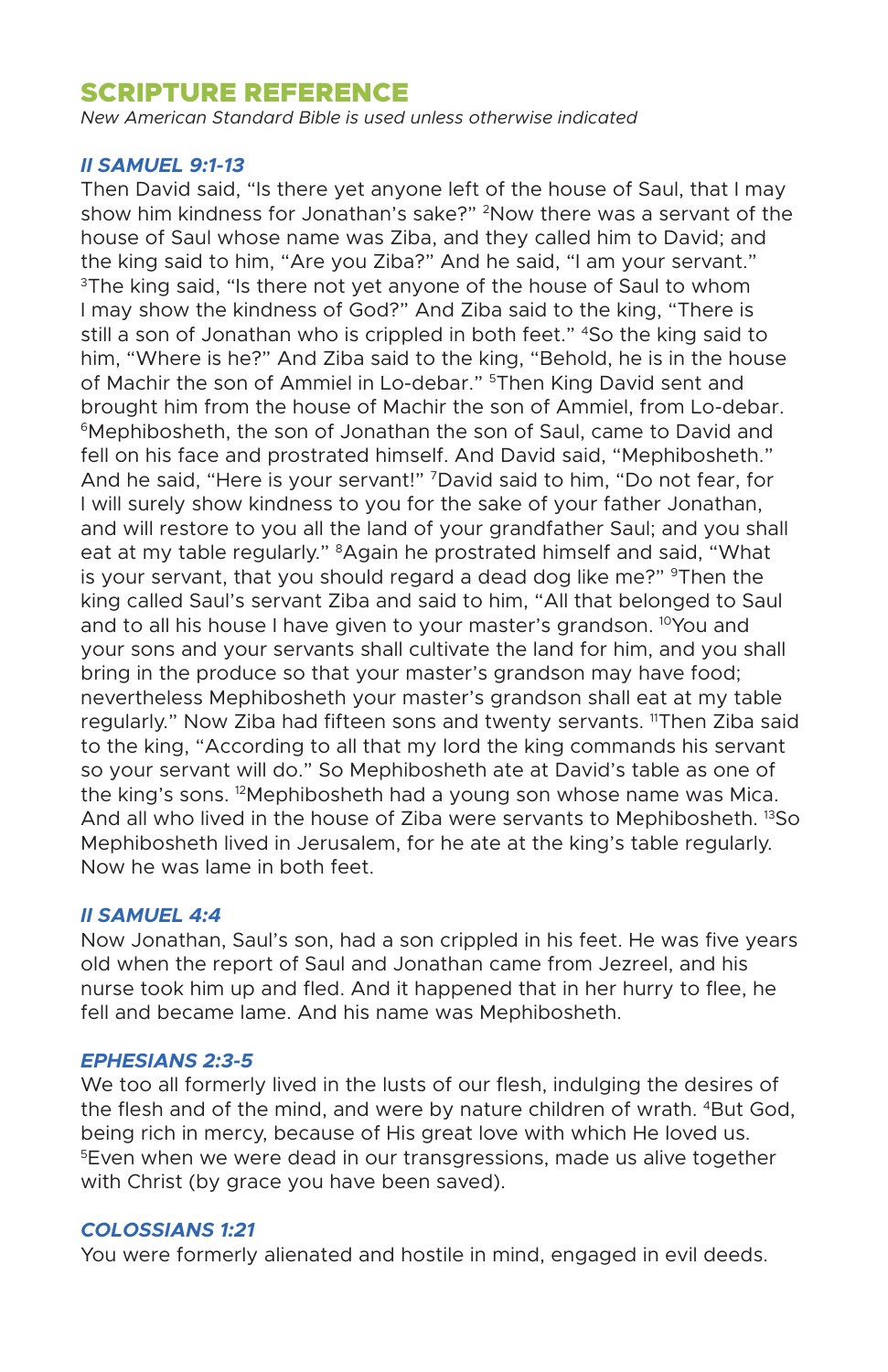## SCRIPTURE REFERENCE

*New American Standard Bible is used unless otherwise indicated*

### *II SAMUEL 9:1-13*

Then David said, "Is there yet anyone left of the house of Saul, that I may show him kindness for Jonathan's sake?" [2]Now there was a servant of the house of Saul whose name was Ziba, and they called him to David; and the king said to him, "Are you Ziba?" And he said, "I am your servant." [3]The king said, "Is there not yet anyone of the house of Saul to whom I may show the kindness of God?" And Ziba said to the king, "There is still a son of Jonathan who is crippled in both feet." [4]So the king said to him, "Where is he?" And Ziba said to the king, "Behold, he is in the house of Machir the son of Ammiel in Lo-debar." [5]Then King David sent and brought him from the house of Machir the son of Ammiel, from Lo-debar. [6]Mephibosheth, the son of Jonathan the son of Saul, came to David and fell on his face and prostrated himself. And David said, "Mephibosheth." And he said, "Here is your servant!" [7]David said to him, "Do not fear, for I will surely show kindness to you for the sake of your father Jonathan, and will restore to you all the land of your grandfather Saul; and you shall eat at my table regularly." [8]Again he prostrated himself and said, "What is your servant, that you should regard a dead dog like me?" [9]Then the king called Saul's servant Ziba and said to him, "All that belonged to Saul and to all his house I have given to your master's grandson. [10]You and your sons and your servants shall cultivate the land for him, and you shall bring in the produce so that your master's grandson may have food; nevertheless Mephibosheth your master's grandson shall eat at my table regularly." Now Ziba had fifteen sons and twenty servants. [11]Then Ziba said to the king, "According to all that my lord the king commands his servant so your servant will do." So Mephibosheth ate at David's table as one of the king's sons. [12]Mephibosheth had a young son whose name was Mica. And all who lived in the house of Ziba were servants to Mephibosheth. [13]So Mephibosheth lived in Jerusalem, for he ate at the king's table regularly. Now he was lame in both feet.

### *II SAMUEL 4:4*

Now Jonathan, Saul's son, had a son crippled in his feet. He was five years old when the report of Saul and Jonathan came from Jezreel, and his nurse took him up and fled. And it happened that in her hurry to flee, he fell and became lame. And his name was Mephibosheth.

### *EPHESIANS 2:3-5*

We too all formerly lived in the lusts of our flesh, indulging the desires of the flesh and of the mind, and were by nature children of wrath. [4]But God, being rich in mercy, because of His great love with which He loved us. [5]Even when we were dead in our transgressions, made us alive together with Christ (by grace you have been saved).

### *COLOSSIANS 1:21*

You were formerly alienated and hostile in mind, engaged in evil deeds.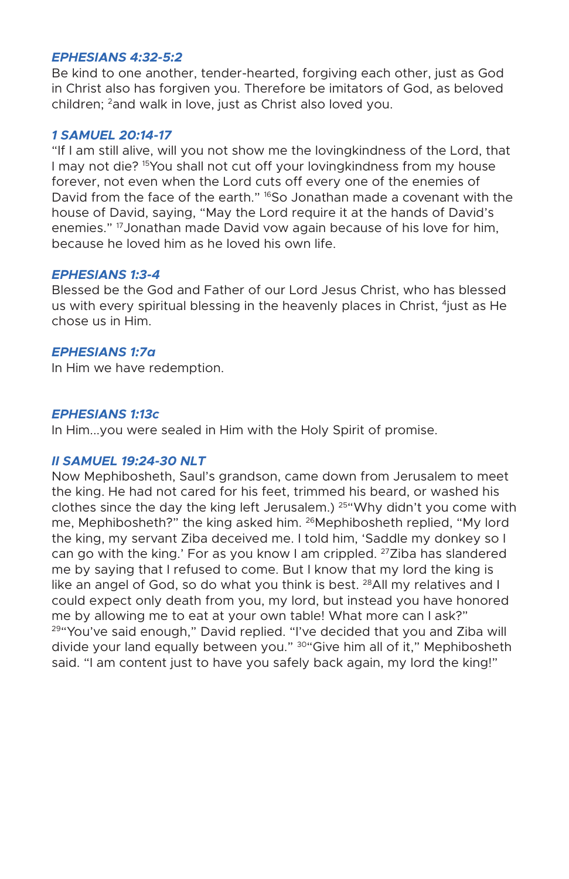### *EPHESIANS 4:32-5:2*

Be kind to one another, tender-hearted, forgiving each other, just as God in Christ also has forgiven you. Therefore be imitators of God, as beloved children; [2]and walk in love, just as Christ also loved you.

### *1 SAMUEL 20:14-17*

"If I am still alive, will you not show me the lovingkindness of the Lord, that I may not die? [15]You shall not cut off your lovingkindness from my house forever, not even when the Lord cuts off every one of the enemies of David from the face of the earth." [16]So Jonathan made a covenant with the house of David, saying, "May the Lord require it at the hands of David's enemies." [17]Jonathan made David vow again because of his love for him, because he loved him as he loved his own life.

### *EPHESIANS 1:3-4*

Blessed be the God and Father of our Lord Jesus Christ, who has blessed us with every spiritual blessing in the heavenly places in Christ, [4]just as He chose us in Him.

### *EPHESIANS 1:7a*

In Him we have redemption.

### *EPHESIANS 1:13c*

In Him...you were sealed in Him with the Holy Spirit of promise.

### *II SAMUEL 19:24-30 NLT*

Now Mephibosheth, Saul's grandson, came down from Jerusalem to meet the king. He had not cared for his feet, trimmed his beard, or washed his clothes since the day the king left Jerusalem.) [25]"Why didn't you come with me, Mephibosheth?" the king asked him. [26]Mephibosheth replied, "My lord the king, my servant Ziba deceived me. I told him, 'Saddle my donkey so I can go with the king.' For as you know I am crippled. [27]Ziba has slandered me by saying that I refused to come. But I know that my lord the king is like an angel of God, so do what you think is best. [28]All my relatives and I could expect only death from you, my lord, but instead you have honored me by allowing me to eat at your own table! What more can I ask?" [29]"You've said enough," David replied. "I've decided that you and Ziba will divide your land equally between you." [30]"Give him all of it," Mephibosheth said. "I am content just to have you safely back again, my lord the king!"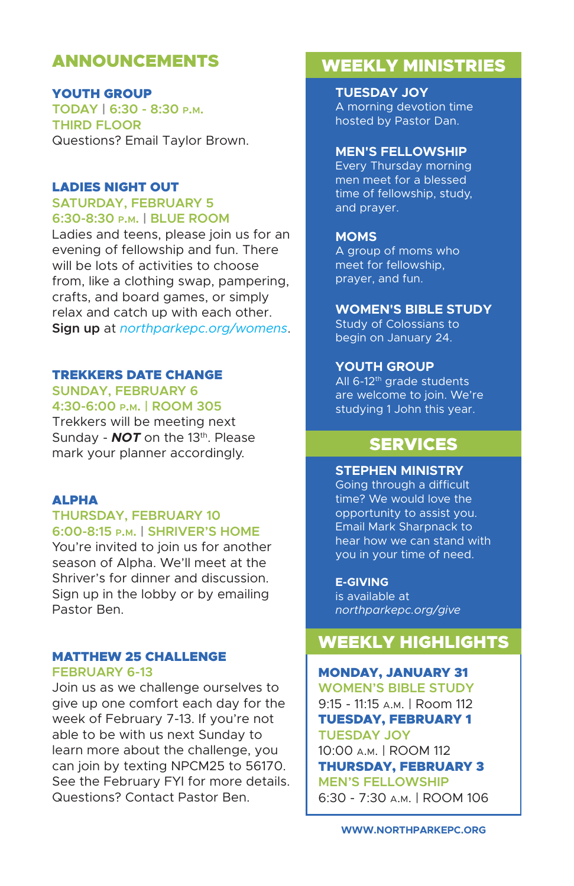## ANNOUNCEMENTS

### YOUTH GROUP

**TODAY | 6:30 - 8:30 P.M.**
**THIRD FLOOR**

Questions? Email Taylor Brown.

### LADIES NIGHT OUT

**SATURDAY, FEBRUARY 5**
**6:30-8:30 P.M. | BLUE ROOM**

Ladies and teens, please join us for an evening of fellowship and fun. There will be lots of activities to choose from, like a clothing swap, pampering, crafts, and board games, or simply relax and catch up with each other. **Sign up** at *northparkepc.org/womens*.

### TREKKERS DATE CHANGE

**SUNDAY, FEBRUARY 6**
**4:30-6:00 P.M. | ROOM 305**

Trekkers will be meeting next Sunday - ***NOT*** on the 13th. Please mark your planner accordingly.

### ALPHA

**THURSDAY, FEBRUARY 10**
**6:00-8:15 P.M. | SHRIVER'S HOME**

You're invited to join us for another season of Alpha. We'll meet at the Shriver's for dinner and discussion. Sign up in the lobby or by emailing Pastor Ben.

### MATTHEW 25 CHALLENGE

**FEBRUARY 6-13**

Join us as we challenge ourselves to give up one comfort each day for the week of February 7-13. If you're not able to be with us next Sunday to learn more about the challenge, you can join by texting NPCM25 to 56170. See the February FYI for more details. Questions? Contact Pastor Ben.

## WEEKLY MINISTRIES

**TUESDAY JOY**
A morning devotion time hosted by Pastor Dan.

**MEN'S FELLOWSHIP**
Every Thursday morning men meet for a blessed time of fellowship, study, and prayer.

**MOMS**
A group of moms who meet for fellowship, prayer, and fun.

**WOMEN'S BIBLE STUDY**
Study of Colossians to begin on January 24.

**YOUTH GROUP**
All 6-12th grade students are welcome to join. We're studying 1 John this year.

## SERVICES

**STEPHEN MINISTRY**
Going through a difficult time? We would love the opportunity to assist you. Email Mark Sharpnack to hear how we can stand with you in your time of need.

**E-GIVING**
is available at *northparkepc.org/give*

## WEEKLY HIGHLIGHTS

**MONDAY, JANUARY 31**
**WOMEN'S BIBLE STUDY**
9:15 - 11:15 A.M. | Room 112

**TUESDAY, FEBRUARY 1**
**TUESDAY JOY**
10:00 A.M. | ROOM 112

**THURSDAY, FEBRUARY 3**
**MEN'S FELLOWSHIP**
6:30 - 7:30 A.M. | ROOM 106

WWW.NORTHPARKEPC.ORG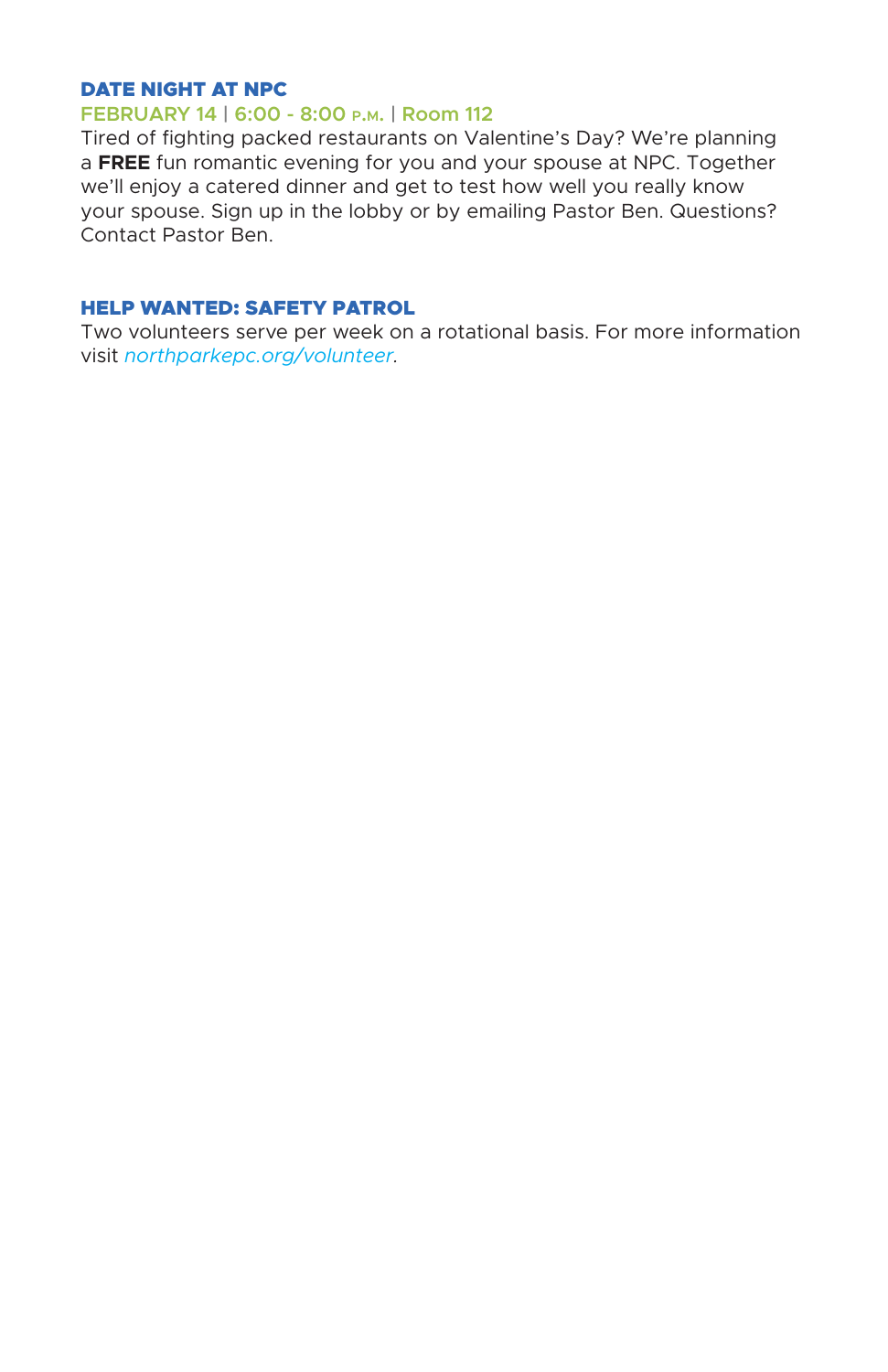## DATE NIGHT AT NPC

**FEBRUARY 14 | 6:00 - 8:00 P.M. | Room 112**

Tired of fighting packed restaurants on Valentine's Day? We're planning a **FREE** fun romantic evening for you and your spouse at NPC. Together we'll enjoy a catered dinner and get to test how well you really know your spouse. Sign up in the lobby or by emailing Pastor Ben. Questions? Contact Pastor Ben.

## HELP WANTED: SAFETY PATROL

Two volunteers serve per week on a rotational basis. For more information visit *northparkepc.org/volunteer*.